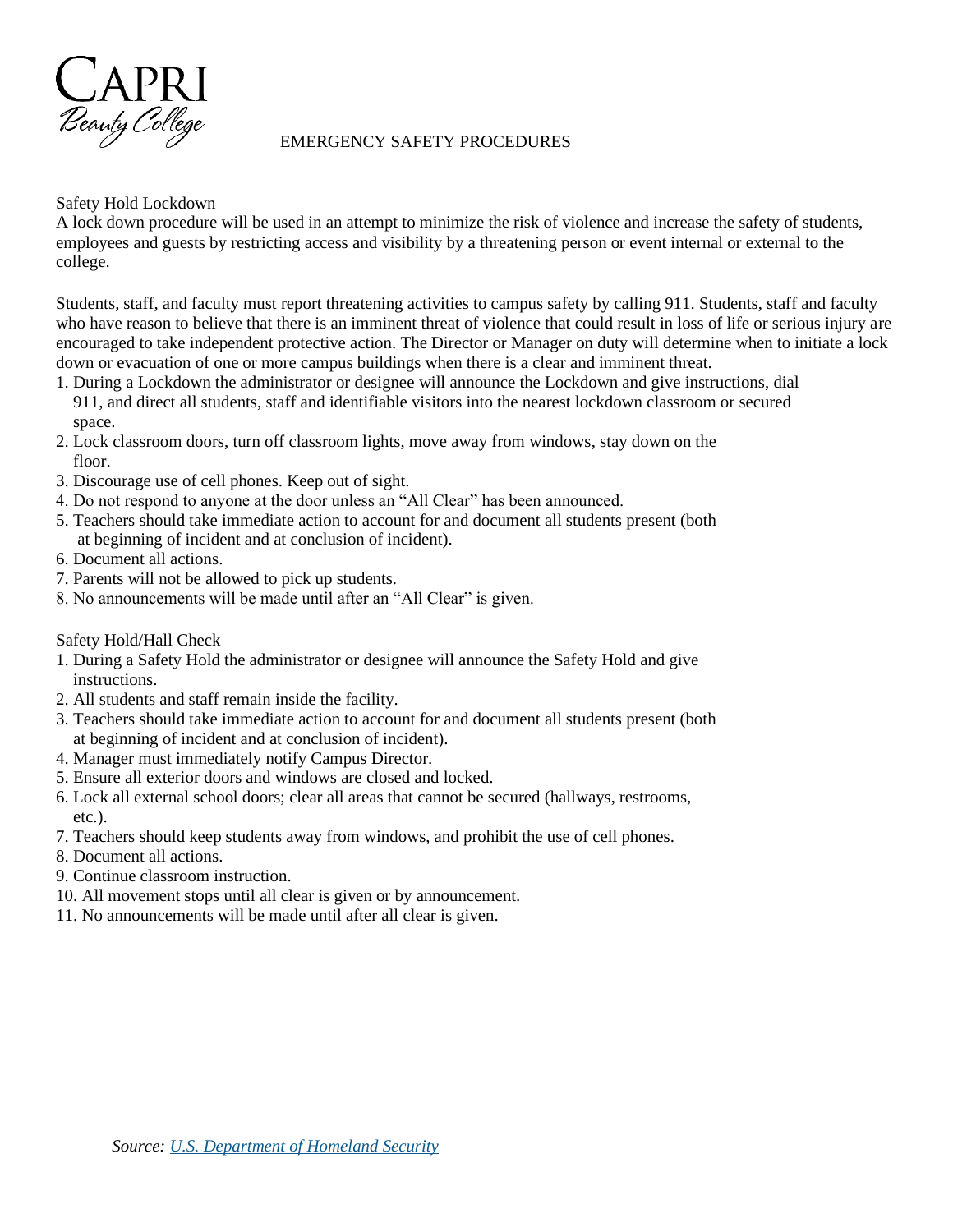CAPRI
Beauty College

# EMERGENCY SAFETY PROCEDURES

## Safety Hold Lockdown

A lock down procedure will be used in an attempt to minimize the risk of violence and increase the safety of students, employees and guests by restricting access and visibility by a threatening person or event internal or external to the college.

Students, staff, and faculty must report threatening activities to campus safety by calling 911. Students, staff and faculty who have reason to believe that there is an imminent threat of violence that could result in loss of life or serious injury are encouraged to take independent protective action. The Director or Manager on duty will determine when to initiate a lock down or evacuation of one or more campus buildings when there is a clear and imminent threat.

1. During a Lockdown the administrator or designee will announce the Lockdown and give instructions, dial 911, and direct all students, staff and identifiable visitors into the nearest lockdown classroom or secured space.
2. Lock classroom doors, turn off classroom lights, move away from windows, stay down on the floor.
3. Discourage use of cell phones. Keep out of sight.
4. Do not respond to anyone at the door unless an "All Clear" has been announced.
5. Teachers should take immediate action to account for and document all students present (both at beginning of incident and at conclusion of incident).
6. Document all actions.
7. Parents will not be allowed to pick up students.
8. No announcements will be made until after an "All Clear" is given.

## Safety Hold/Hall Check

1. During a Safety Hold the administrator or designee will announce the Safety Hold and give instructions.
2. All students and staff remain inside the facility.
3. Teachers should take immediate action to account for and document all students present (both at beginning of incident and at conclusion of incident).
4. Manager must immediately notify Campus Director.
5. Ensure all exterior doors and windows are closed and locked.
6. Lock all external school doors; clear all areas that cannot be secured (hallways, restrooms, etc.).
7. Teachers should keep students away from windows, and prohibit the use of cell phones.
8. Document all actions.
9. Continue classroom instruction.
10. All movement stops until all clear is given or by announcement.
11. No announcements will be made until after all clear is given.

*Source: [U.S. Department of Homeland Security]*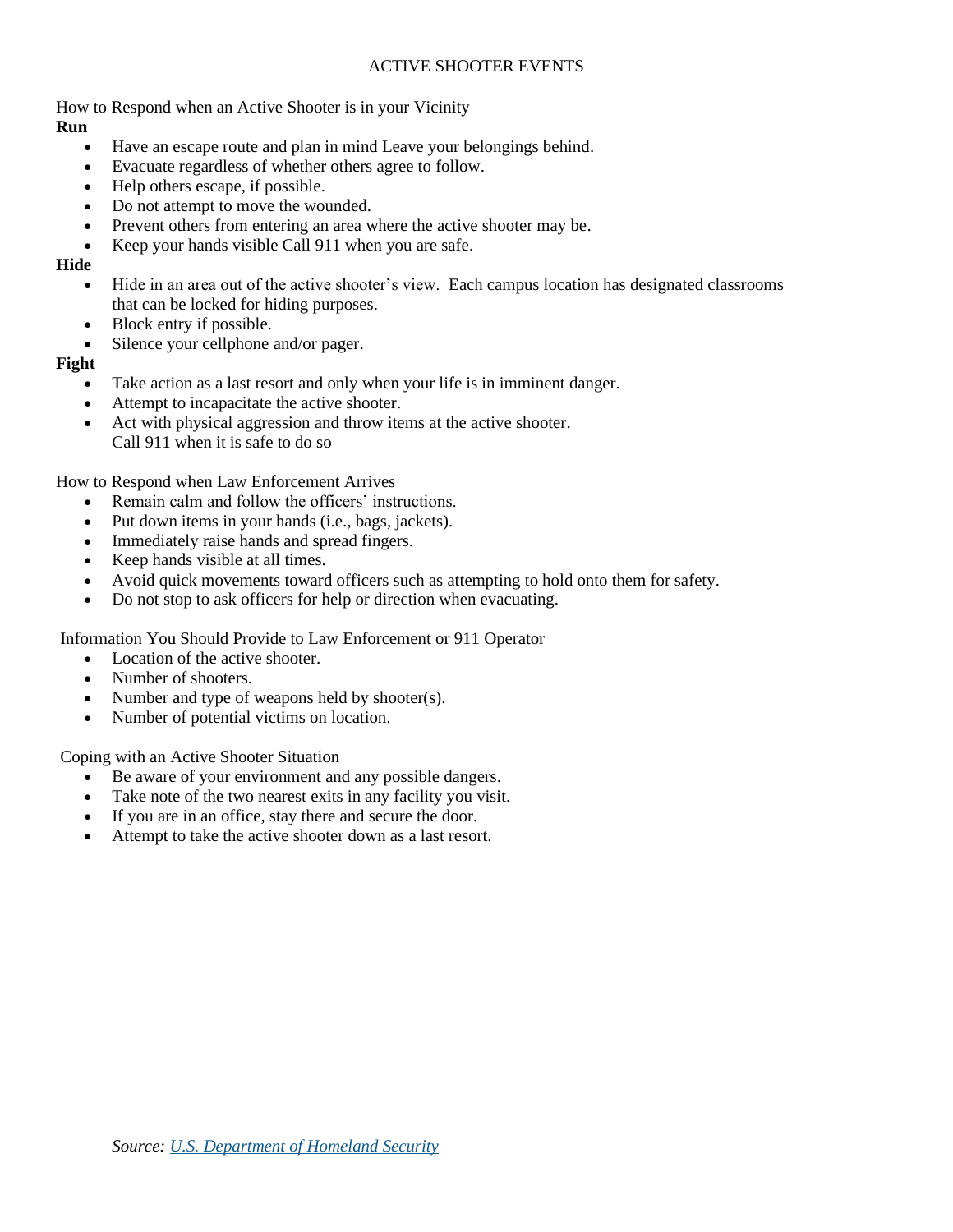# ACTIVE SHOOTER EVENTS

How to Respond when an Active Shooter is in your Vicinity

**Run**

- Have an escape route and plan in mind Leave your belongings behind.
- Evacuate regardless of whether others agree to follow.
- Help others escape, if possible.
- Do not attempt to move the wounded.
- Prevent others from entering an area where the active shooter may be.
- Keep your hands visible Call 911 when you are safe.

**Hide**

- Hide in an area out of the active shooter's view. Each campus location has designated classrooms that can be locked for hiding purposes.
- Block entry if possible.
- Silence your cellphone and/or pager.

**Fight**

- Take action as a last resort and only when your life is in imminent danger.
- Attempt to incapacitate the active shooter.
- Act with physical aggression and throw items at the active shooter.
  Call 911 when it is safe to do so

How to Respond when Law Enforcement Arrives

- Remain calm and follow the officers' instructions.
- Put down items in your hands (i.e., bags, jackets).
- Immediately raise hands and spread fingers.
- Keep hands visible at all times.
- Avoid quick movements toward officers such as attempting to hold onto them for safety.
- Do not stop to ask officers for help or direction when evacuating.

Information You Should Provide to Law Enforcement or 911 Operator

- Location of the active shooter.
- Number of shooters.
- Number and type of weapons held by shooter(s).
- Number of potential victims on location.

Coping with an Active Shooter Situation

- Be aware of your environment and any possible dangers.
- Take note of the two nearest exits in any facility you visit.
- If you are in an office, stay there and secure the door.
- Attempt to take the active shooter down as a last resort.

*Source: [U.S. Department of Homeland Security]*